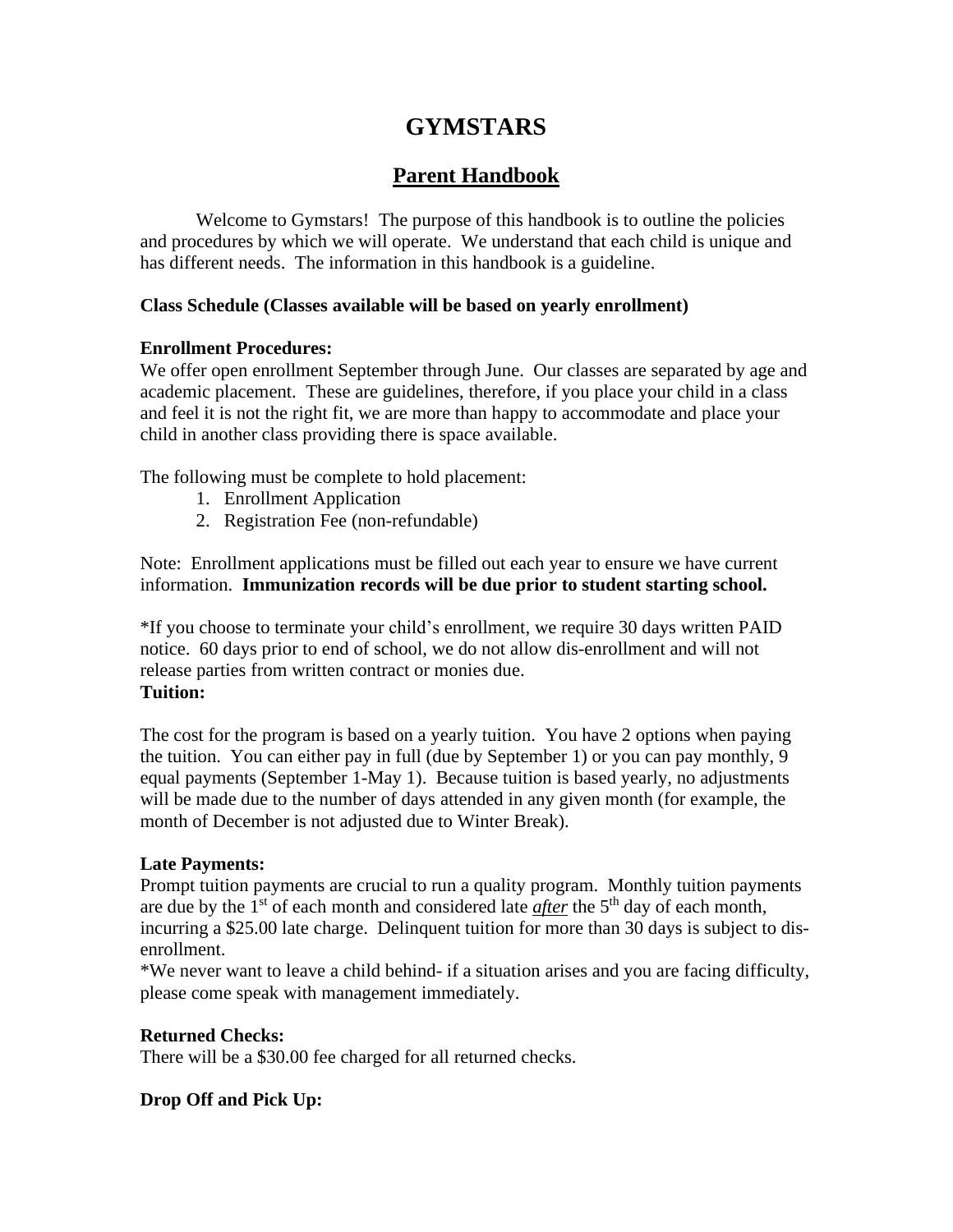# GYMSTARS

## Parent Handbook

Welcome to Gymstars! The purpose of this handbook is to outline the policies and procedures by which we will operate. We understand that each child is unique and has different needs. The information in this handbook is a guideline.

**Class Schedule (Classes available will be based on yearly enrollment)**

**Enrollment Procedures:**
We offer open enrollment September through June. Our classes are separated by age and academic placement. These are guidelines, therefore, if you place your child in a class and feel it is not the right fit, we are more than happy to accommodate and place your child in another class providing there is space available.

The following must be complete to hold placement:

1. Enrollment Application
2. Registration Fee (non-refundable)

Note: Enrollment applications must be filled out each year to ensure we have current information. **Immunization records will be due prior to student starting school.**

*If you choose to terminate your child's enrollment, we require 30 days written PAID notice. 60 days prior to end of school, we do not allow dis-enrollment and will not release parties from written contract or monies due.

**Tuition:**

The cost for the program is based on a yearly tuition. You have 2 options when paying the tuition. You can either pay in full (due by September 1) or you can pay monthly, 9 equal payments (September 1-May 1). Because tuition is based yearly, no adjustments will be made due to the number of days attended in any given month (for example, the month of December is not adjusted due to Winter Break).

**Late Payments:**
Prompt tuition payments are crucial to run a quality program. Monthly tuition payments are due by the 1st of each month and considered late ***after*** the 5th day of each month, incurring a $25.00 late charge. Delinquent tuition for more than 30 days is subject to dis-enrollment.
*We never want to leave a child behind- if a situation arises and you are facing difficulty, please come speak with management immediately.

**Returned Checks:**
There will be a $30.00 fee charged for all returned checks.

**Drop Off and Pick Up:**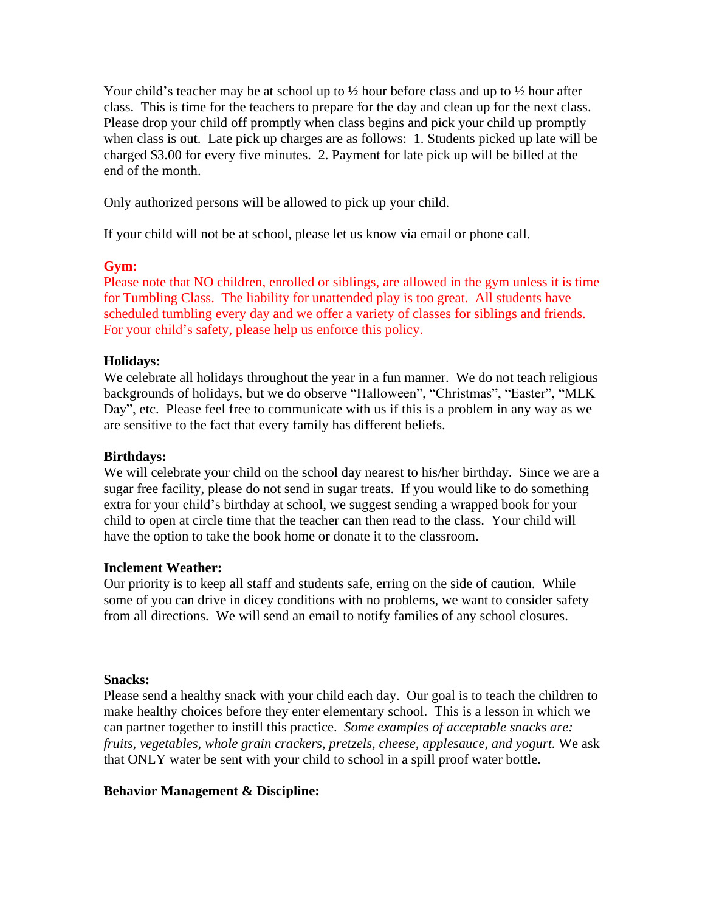Your child's teacher may be at school up to ½ hour before class and up to ½ hour after class. This is time for the teachers to prepare for the day and clean up for the next class. Please drop your child off promptly when class begins and pick your child up promptly when class is out. Late pick up charges are as follows: 1. Students picked up late will be charged $3.00 for every five minutes. 2. Payment for late pick up will be billed at the end of the month.

Only authorized persons will be allowed to pick up your child.

If your child will not be at school, please let us know via email or phone call.

**Gym:**

Please note that NO children, enrolled or siblings, are allowed in the gym unless it is time for Tumbling Class. The liability for unattended play is too great. All students have scheduled tumbling every day and we offer a variety of classes for siblings and friends. For your child's safety, please help us enforce this policy.

**Holidays:**

We celebrate all holidays throughout the year in a fun manner. We do not teach religious backgrounds of holidays, but we do observe "Halloween", "Christmas", "Easter", "MLK Day", etc. Please feel free to communicate with us if this is a problem in any way as we are sensitive to the fact that every family has different beliefs.

**Birthdays:**

We will celebrate your child on the school day nearest to his/her birthday. Since we are a sugar free facility, please do not send in sugar treats. If you would like to do something extra for your child's birthday at school, we suggest sending a wrapped book for your child to open at circle time that the teacher can then read to the class. Your child will have the option to take the book home or donate it to the classroom.

**Inclement Weather:**

Our priority is to keep all staff and students safe, erring on the side of caution. While some of you can drive in dicey conditions with no problems, we want to consider safety from all directions. We will send an email to notify families of any school closures.

**Snacks:**

Please send a healthy snack with your child each day. Our goal is to teach the children to make healthy choices before they enter elementary school. This is a lesson in which we can partner together to instill this practice. *Some examples of acceptable snacks are: fruits, vegetables, whole grain crackers, pretzels, cheese, applesauce, and yogurt.* We ask that ONLY water be sent with your child to school in a spill proof water bottle.

**Behavior Management & Discipline:**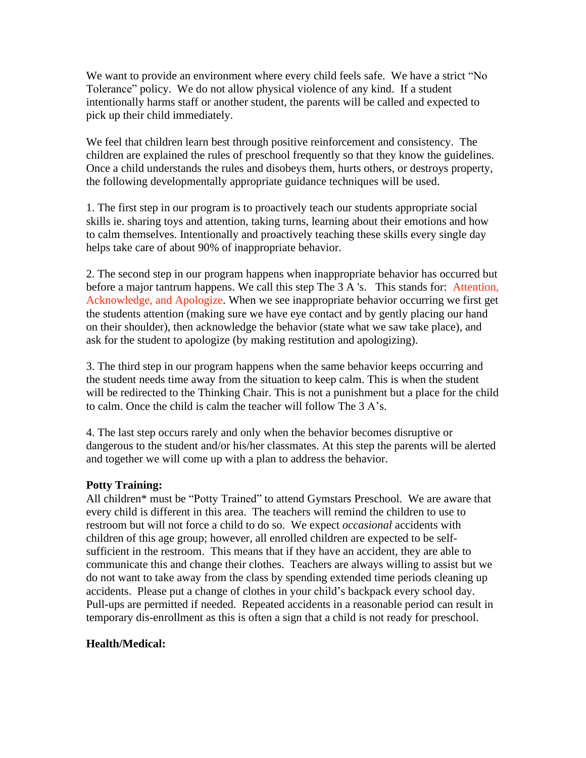We want to provide an environment where every child feels safe. We have a strict "No Tolerance" policy. We do not allow physical violence of any kind. If a student intentionally harms staff or another student, the parents will be called and expected to pick up their child immediately.

We feel that children learn best through positive reinforcement and consistency. The children are explained the rules of preschool frequently so that they know the guidelines. Once a child understands the rules and disobeys them, hurts others, or destroys property, the following developmentally appropriate guidance techniques will be used.

1. The first step in our program is to proactively teach our students appropriate social skills ie. sharing toys and attention, taking turns, learning about their emotions and how to calm themselves. Intentionally and proactively teaching these skills every single day helps take care of about 90% of inappropriate behavior.

2. The second step in our program happens when inappropriate behavior has occurred but before a major tantrum happens. We call this step The 3 A 's. This stands for: Attention, Acknowledge, and Apologize. When we see inappropriate behavior occurring we first get the students attention (making sure we have eye contact and by gently placing our hand on their shoulder), then acknowledge the behavior (state what we saw take place), and ask for the student to apologize (by making restitution and apologizing).

3. The third step in our program happens when the same behavior keeps occurring and the student needs time away from the situation to keep calm. This is when the student will be redirected to the Thinking Chair. This is not a punishment but a place for the child to calm. Once the child is calm the teacher will follow The 3 A's.

4. The last step occurs rarely and only when the behavior becomes disruptive or dangerous to the student and/or his/her classmates. At this step the parents will be alerted and together we will come up with a plan to address the behavior.

**Potty Training:**
All children* must be "Potty Trained" to attend Gymstars Preschool. We are aware that every child is different in this area. The teachers will remind the children to use to restroom but will not force a child to do so. We expect *occasional* accidents with children of this age group; however, all enrolled children are expected to be self-sufficient in the restroom. This means that if they have an accident, they are able to communicate this and change their clothes. Teachers are always willing to assist but we do not want to take away from the class by spending extended time periods cleaning up accidents. Please put a change of clothes in your child's backpack every school day. Pull-ups are permitted if needed. Repeated accidents in a reasonable period can result in temporary dis-enrollment as this is often a sign that a child is not ready for preschool.

**Health/Medical:**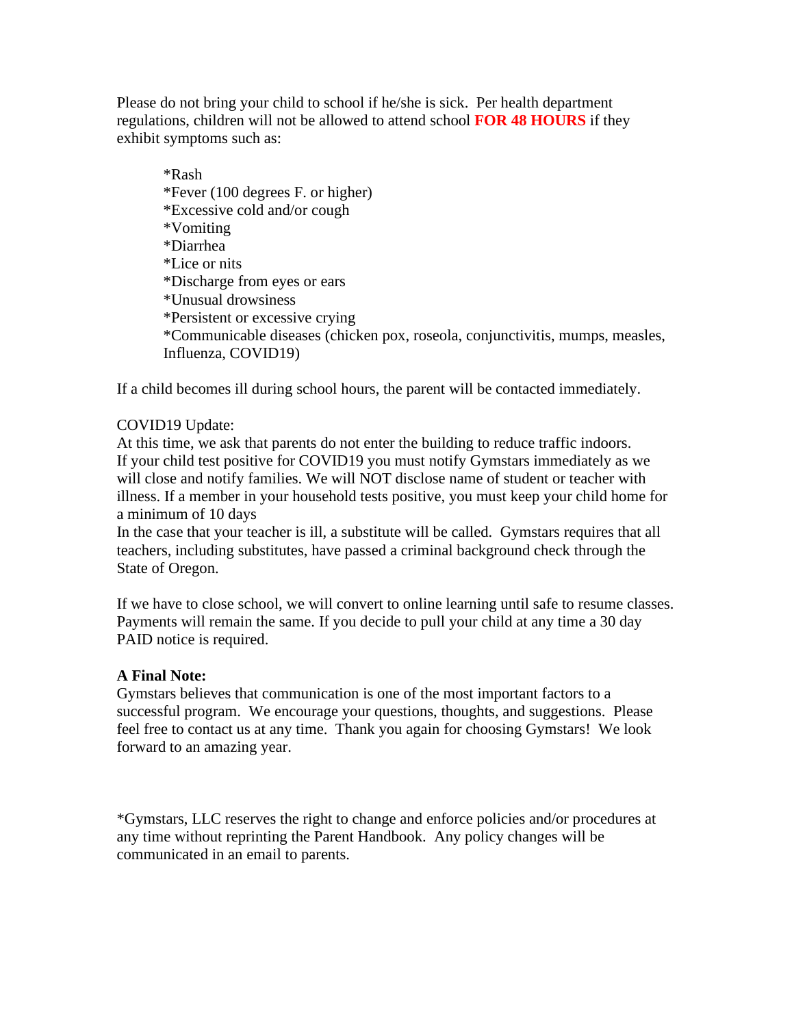Please do not bring your child to school if he/she is sick. Per health department regulations, children will not be allowed to attend school **FOR 48 HOURS** if they exhibit symptoms such as:

*Rash
*Fever (100 degrees F. or higher)
*Excessive cold and/or cough
*Vomiting
*Diarrhea
*Lice or nits
*Discharge from eyes or ears
*Unusual drowsiness
*Persistent or excessive crying
*Communicable diseases (chicken pox, roseola, conjunctivitis, mumps, measles, Influenza, COVID19)

If a child becomes ill during school hours, the parent will be contacted immediately.

COVID19 Update:
At this time, we ask that parents do not enter the building to reduce traffic indoors. If your child test positive for COVID19 you must notify Gymstars immediately as we will close and notify families. We will NOT disclose name of student or teacher with illness. If a member in your household tests positive, you must keep your child home for a minimum of 10 days
In the case that your teacher is ill, a substitute will be called. Gymstars requires that all teachers, including substitutes, have passed a criminal background check through the State of Oregon.

If we have to close school, we will convert to online learning until safe to resume classes. Payments will remain the same. If you decide to pull your child at any time a 30 day PAID notice is required.

**A Final Note:**
Gymstars believes that communication is one of the most important factors to a successful program. We encourage your questions, thoughts, and suggestions. Please feel free to contact us at any time. Thank you again for choosing Gymstars! We look forward to an amazing year.

*Gymstars, LLC reserves the right to change and enforce policies and/or procedures at any time without reprinting the Parent Handbook. Any policy changes will be communicated in an email to parents.